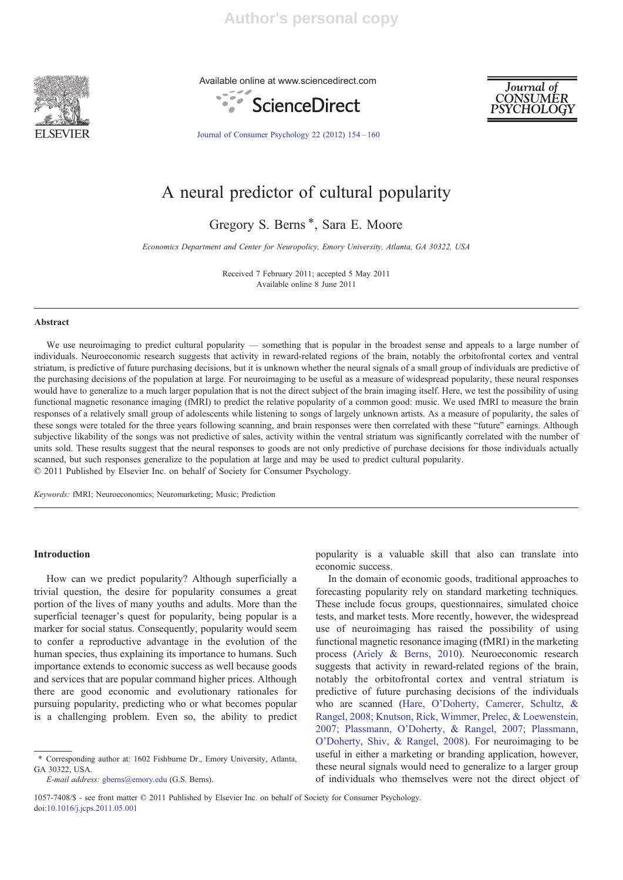# A neural predictor of cultural popularity

Gregory S. Berns *, Sara E. Moore

*Economics Department and Center for Neuropolicy, Emory University, Atlanta, GA 30322, USA*

Received 7 February 2011; accepted 5 May 2011
Available online 8 June 2011

## Abstract

We use neuroimaging to predict cultural popularity — something that is popular in the broadest sense and appeals to a large number of individuals. Neuroeconomic research suggests that activity in reward-related regions of the brain, notably the orbitofrontal cortex and ventral striatum, is predictive of future purchasing decisions, but it is unknown whether the neural signals of a small group of individuals are predictive of the purchasing decisions of the population at large. For neuroimaging to be useful as a measure of widespread popularity, these neural responses would have to generalize to a much larger population that is not the direct subject of the brain imaging itself. Here, we test the possibility of using functional magnetic resonance imaging (fMRI) to predict the relative popularity of a common good: music. We used fMRI to measure the brain responses of a relatively small group of adolescents while listening to songs of largely unknown artists. As a measure of popularity, the sales of these songs were totaled for the three years following scanning, and brain responses were then correlated with these "future" earnings. Although subjective likability of the songs was not predictive of sales, activity within the ventral striatum was significantly correlated with the number of units sold. These results suggest that the neural responses to goods are not only predictive of purchase decisions for those individuals actually scanned, but such responses generalize to the population at large and may be used to predict cultural popularity.

© 2011 Published by Elsevier Inc. on behalf of Society for Consumer Psychology.

*Keywords:* fMRI; Neuroeconomics; Neuromarketing; Music; Prediction

## Introduction

How can we predict popularity? Although superficially a trivial question, the desire for popularity consumes a great portion of the lives of many youths and adults. More than the superficial teenager's quest for popularity, being popular is a marker for social status. Consequently, popularity would seem to confer a reproductive advantage in the evolution of the human species, thus explaining its importance to humans. Such importance extends to economic success as well because goods and services that are popular command higher prices. Although there are good economic and evolutionary rationales for pursuing popularity, predicting who or what becomes popular is a challenging problem. Even so, the ability to predict popularity is a valuable skill that also can translate into economic success.

In the domain of economic goods, traditional approaches to forecasting popularity rely on standard marketing techniques. These include focus groups, questionnaires, simulated choice tests, and market tests. More recently, however, the widespread use of neuroimaging has raised the possibility of using functional magnetic resonance imaging (fMRI) in the marketing process (Ariely & Berns, 2010). Neuroeconomic research suggests that activity in reward-related regions of the brain, notably the orbitofrontal cortex and ventral striatum is predictive of future purchasing decisions of the individuals who are scanned (Hare, O'Doherty, Camerer, Schultz, & Rangel, 2008; Knutson, Rick, Wimmer, Prelec, & Loewenstein, 2007; Plassmann, O'Doherty, & Rangel, 2007; Plassmann, O'Doherty, Shiv, & Rangel, 2008). For neuroimaging to be useful in either a marketing or branding application, however, these neural signals would need to generalize to a larger group of individuals who themselves were not the direct object of

* Corresponding author at: 1602 Fishburne Dr., Emory University, Atlanta, GA 30322, USA.
*E-mail address:* gberns@emory.edu (G.S. Berns).

1057-7408/$ - see front matter © 2011 Published by Elsevier Inc. on behalf of Society for Consumer Psychology.
doi:10.1016/j.jcps.2011.05.001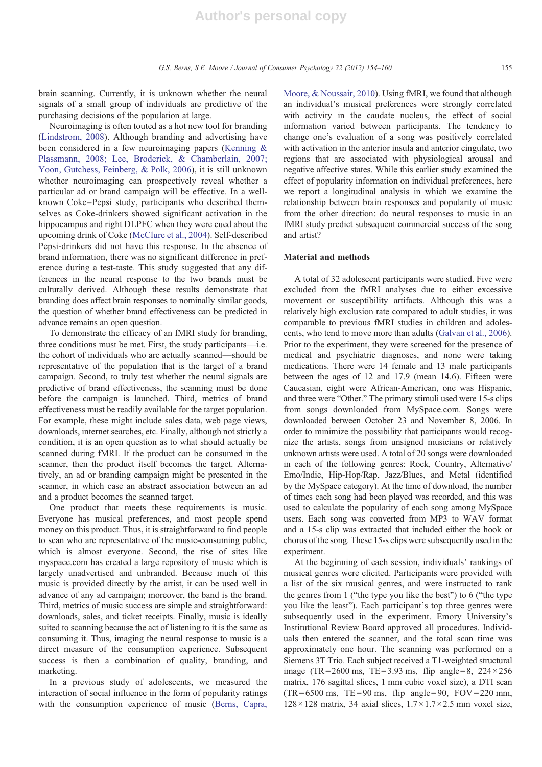brain scanning. Currently, it is unknown whether the neural signals of a small group of individuals are predictive of the purchasing decisions of the population at large.

Neuroimaging is often touted as a hot new tool for branding (Lindstrom, 2008). Although branding and advertising have been considered in a few neuroimaging papers (Kenning & Plassmann, 2008; Lee, Broderick, & Chamberlain, 2007; Yoon, Gutchess, Feinberg, & Polk, 2006), it is still unknown whether neuroimaging can prospectively reveal whether a particular ad or brand campaign will be effective. In a well-known Coke–Pepsi study, participants who described themselves as Coke-drinkers showed significant activation in the hippocampus and right DLPFC when they were cued about the upcoming drink of Coke (McClure et al., 2004). Self-described Pepsi-drinkers did not have this response. In the absence of brand information, there was no significant difference in preference during a test-taste. This study suggested that any differences in the neural response to the two brands must be culturally derived. Although these results demonstrate that branding does affect brain responses to nominally similar goods, the question of whether brand effectiveness can be predicted in advance remains an open question.

To demonstrate the efficacy of an fMRI study for branding, three conditions must be met. First, the study participants—i.e. the cohort of individuals who are actually scanned—should be representative of the population that is the target of a brand campaign. Second, to truly test whether the neural signals are predictive of brand effectiveness, the scanning must be done before the campaign is launched. Third, metrics of brand effectiveness must be readily available for the target population. For example, these might include sales data, web page views, downloads, internet searches, etc. Finally, although not strictly a condition, it is an open question as to what should actually be scanned during fMRI. If the product can be consumed in the scanner, then the product itself becomes the target. Alternatively, an ad or branding campaign might be presented in the scanner, in which case an abstract association between an ad and a product becomes the scanned target.

One product that meets these requirements is music. Everyone has musical preferences, and most people spend money on this product. Thus, it is straightforward to find people to scan who are representative of the music-consuming public, which is almost everyone. Second, the rise of sites like myspace.com has created a large repository of music which is largely unadvertised and unbranded. Because much of this music is provided directly by the artist, it can be used well in advance of any ad campaign; moreover, the band is the brand. Third, metrics of music success are simple and straightforward: downloads, sales, and ticket receipts. Finally, music is ideally suited to scanning because the act of listening to it is the same as consuming it. Thus, imaging the neural response to music is a direct measure of the consumption experience. Subsequent success is then a combination of quality, branding, and marketing.

In a previous study of adolescents, we measured the interaction of social influence in the form of popularity ratings with the consumption experience of music (Berns, Capra, Moore, & Noussair, 2010). Using fMRI, we found that although an individual's musical preferences were strongly correlated with activity in the caudate nucleus, the effect of social information varied between participants. The tendency to change one's evaluation of a song was positively correlated with activation in the anterior insula and anterior cingulate, two regions that are associated with physiological arousal and negative affective states. While this earlier study examined the effect of popularity information on individual preferences, here we report a longitudinal analysis in which we examine the relationship between brain responses and popularity of music from the other direction: do neural responses to music in an fMRI study predict subsequent commercial success of the song and artist?

## Material and methods

A total of 32 adolescent participants were studied. Five were excluded from the fMRI analyses due to either excessive movement or susceptibility artifacts. Although this was a relatively high exclusion rate compared to adult studies, it was comparable to previous fMRI studies in children and adolescents, who tend to move more than adults (Galvan et al., 2006). Prior to the experiment, they were screened for the presence of medical and psychiatric diagnoses, and none were taking medications. There were 14 female and 13 male participants between the ages of 12 and 17.9 (mean 14.6). Fifteen were Caucasian, eight were African-American, one was Hispanic, and three were "Other." The primary stimuli used were 15-s clips from songs downloaded from MySpace.com. Songs were downloaded between October 23 and November 8, 2006. In order to minimize the possibility that participants would recognize the artists, songs from unsigned musicians or relatively unknown artists were used. A total of 20 songs were downloaded in each of the following genres: Rock, Country, Alternative/Emo/Indie, Hip-Hop/Rap, Jazz/Blues, and Metal (defined by the MySpace category). At the time of download, the number of times each song had been played was recorded, and this was used to calculate the popularity of each song among MySpace users. Each song was converted from MP3 to WAV format and a 15-s clip was extracted that included either the hook or chorus of the song. These 15-s clips were subsequently used in the experiment.

At the beginning of each session, individuals' rankings of musical genres were elicited. Participants were provided with a list of the six musical genres, and were instructed to rank the genres from 1 ("the type you like the best") to 6 ("the type you like the least"). Each participant's top three genres were subsequently used in the experiment. Emory University's Institutional Review Board approved all procedures. Individuals then entered the scanner, and the total scan time was approximately one hour. The scanning was performed on a Siemens 3T Trio. Each subject received a T1-weighted structural image (TR = 2600 ms, TE = 3.93 ms, flip angle = 8, $224 \times 256$ matrix, 176 sagittal slices, 1 mm cubic voxel size), a DTI scan (TR = 6500 ms, TE = 90 ms, flip angle = 90, FOV = 220 mm, $128 \times 128$ matrix, 34 axial slices, $1.7 \times 1.7 \times 2.5$ mm voxel size,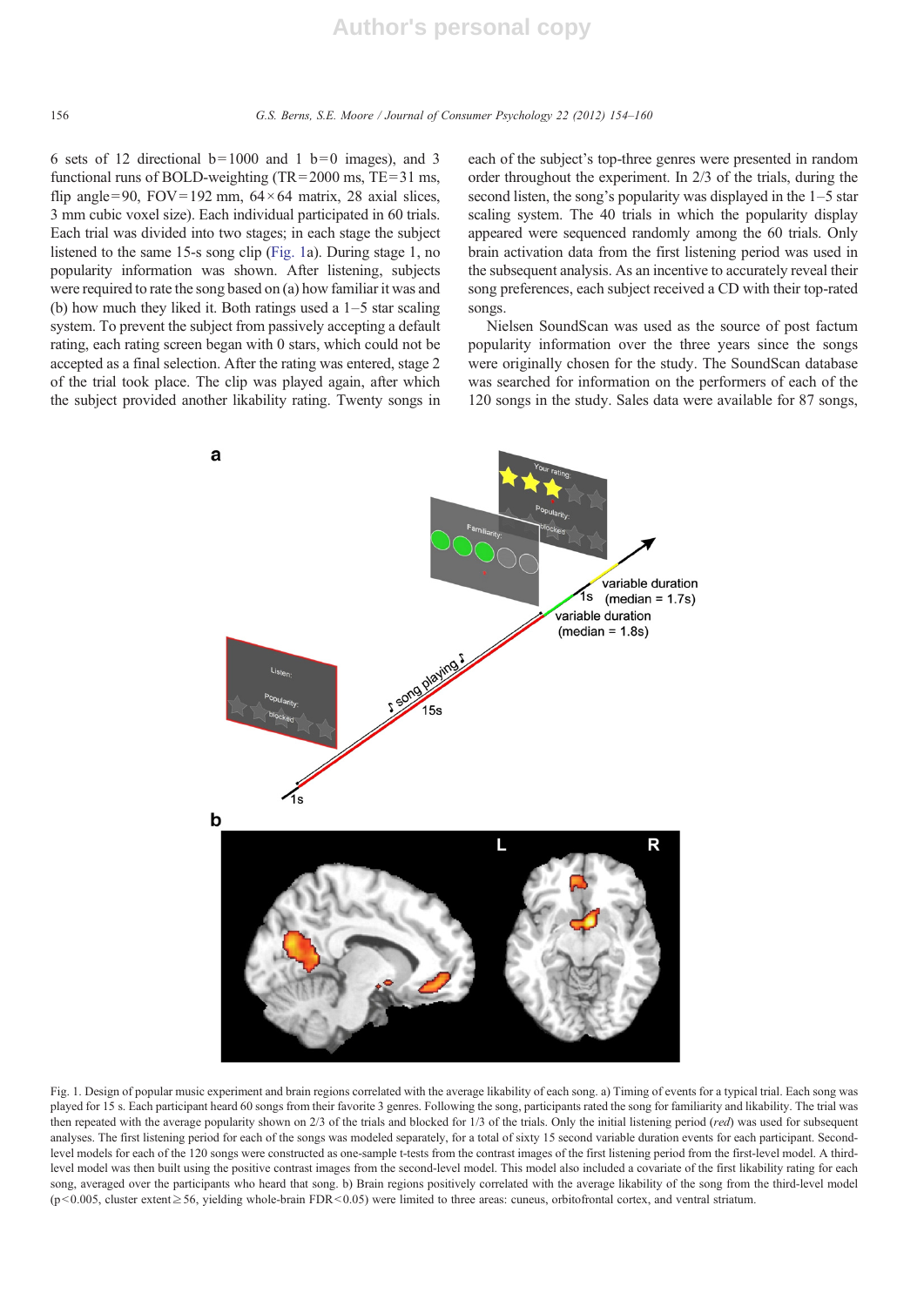6 sets of 12 directional b = 1000 and 1 b = 0 images), and 3 functional runs of BOLD-weighting (TR = 2000 ms, TE = 31 ms, flip angle = 90, FOV = 192 mm, 64 × 64 matrix, 28 axial slices, 3 mm cubic voxel size). Each individual participated in 60 trials. Each trial was divided into two stages; in each stage the subject listened to the same 15-s song clip (Fig. 1a). During stage 1, no popularity information was shown. After listening, subjects were required to rate the song based on (a) how familiar it was and (b) how much they liked it. Both ratings used a 1–5 star scaling system. To prevent the subject from passively accepting a default rating, each rating screen began with 0 stars, which could not be accepted as a final selection. After the rating was entered, stage 2 of the trial took place. The clip was played again, after which the subject provided another likability rating. Twenty songs in each of the subject's top-three genres were presented in random order throughout the experiment. In 2/3 of the trials, during the second listen, the song's popularity was displayed in the 1–5 star scaling system. The 40 trials in which the popularity display appeared were sequenced randomly among the 60 trials. Only brain activation data from the first listening period was used in the subsequent analysis. As an incentive to accurately reveal their song preferences, each subject received a CD with their top-rated songs.

Nielsen SoundScan was used as the source of post factum popularity information over the three years since the songs were originally chosen for the study. The SoundScan database was searched for information on the performers of each of the 120 songs in the study. Sales data were available for 87 songs,

Fig. 1. Design of popular music experiment and brain regions correlated with the average likability of each song. a) Timing of events for a typical trial. Each song was played for 15 s. Each participant heard 60 songs from their favorite 3 genres. Following the song, participants rated the song for familiarity and likability. The trial was then repeated with the average popularity shown on 2/3 of the trials and blocked for 1/3 of the trials. Only the initial listening period (*red*) was used for subsequent analyses. The first listening period for each of the songs was modeled separately, for a total of sixty 15 second variable duration events for each participant. Second-level models for each of the 120 songs were constructed as one-sample t-tests from the contrast images of the first listening period from the first-level model. A third-level model was then built using the positive contrast images from the second-level model. This model also included a covariate of the first likability rating for each song, averaged over the participants who heard that song. b) Brain regions positively correlated with the average likability of the song from the third-level model ($p < 0.005$, cluster extent ≥ 56, yielding whole-brain FDR < 0.05) were limited to three areas: cuneus, orbitofrontal cortex, and ventral striatum.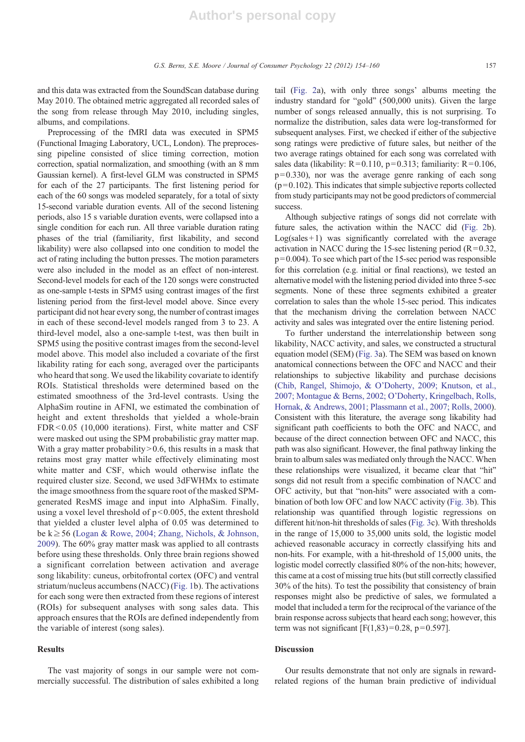and this data was extracted from the SoundScan database during May 2010. The obtained metric aggregated all recorded sales of the song from release through May 2010, including singles, albums, and compilations.

Preprocessing of the fMRI data was executed in SPM5 (Functional Imaging Laboratory, UCL, London). The preprocessing pipeline consisted of slice timing correction, motion correction, spatial normalization, and smoothing (with an 8 mm Gaussian kernel). A first-level GLM was constructed in SPM5 for each of the 27 participants. The first listening period for each of the 60 songs was modeled separately, for a total of sixty 15-second variable duration events. All of the second listening periods, also 15 s variable duration events, were collapsed into a single condition for each run. All three variable duration rating phases of the trial (familiarity, first likability, and second likability) were also collapsed into one condition to model the act of rating including the button presses. The motion parameters were also included in the model as an effect of non-interest. Second-level models for each of the 120 songs were constructed as one-sample t-tests in SPM5 using contrast images of the first listening period from the first-level model above. Since every participant did not hear every song, the number of contrast images in each of these second-level models ranged from 3 to 23. A third-level model, also a one-sample t-test, was then built in SPM5 using the positive contrast images from the second-level model above. This model also included a covariate of the first likability rating for each song, averaged over the participants who heard that song. We used the likability covariate to identify ROIs. Statistical thresholds were determined based on the estimated smoothness of the 3rd-level contrasts. Using the AlphaSim routine in AFNI, we estimated the combination of height and extent thresholds that yielded a whole-brain FDR $<0.05$ (10,000 iterations). First, white matter and CSF were masked out using the SPM probabilistic gray matter map. With a gray matter probability $>0.6$, this results in a mask that retains most gray matter while effectively eliminating most white matter and CSF, which would otherwise inflate the required cluster size. Second, we used 3dFWHMx to estimate the image smoothness from the square root of the masked SPM-generated ResMS image and input into AlphaSim. Finally, using a voxel level threshold of $p<0.005$, the extent threshold that yielded a cluster level alpha of 0.05 was determined to be $k \geq 56$ (Logan & Rowe, 2004; Zhang, Nichols, & Johnson, 2009). The 60% gray matter mask was applied to all contrasts before using these thresholds. Only three brain regions showed a significant correlation between activation and average song likability: cuneus, orbitofrontal cortex (OFC) and ventral striatum/nucleus accumbens (NACC) (Fig. 1b). The activations for each song were then extracted from these regions of interest (ROIs) for subsequent analyses with song sales data. This approach ensures that the ROIs are defined independently from the variable of interest (song sales).

## Results

The vast majority of songs in our sample were not commercially successful. The distribution of sales exhibited a long tail (Fig. 2a), with only three songs' albums meeting the industry standard for "gold" (500,000 units). Given the large number of songs released annually, this is not surprising. To normalize the distribution, sales data were log-transformed for subsequent analyses. First, we checked if either of the subjective song ratings were predictive of future sales, but neither of the two average ratings obtained for each song was correlated with sales data (likability: $R=0.110$, $p=0.313$; familiarity: $R=0.106$, $p=0.330$), nor was the average genre ranking of each song ($p=0.102$). This indicates that simple subjective reports collected from study participants may not be good predictors of commercial success.

Although subjective ratings of songs did not correlate with future sales, the activation within the NACC did (Fig. 2b). Log(sales+1) was significantly correlated with the average activation in NACC during the 15-sec listening period ($R=0.32$, $p=0.004$). To see which part of the 15-sec period was responsible for this correlation (e.g. initial or final reactions), we tested an alternative model with the listening period divided into three 5-sec segments. None of these three segments exhibited a greater correlation to sales than the whole 15-sec period. This indicates that the mechanism driving the correlation between NACC activity and sales was integrated over the entire listening period.

To further understand the interrelationship between song likability, NACC activity, and sales, we constructed a structural equation model (SEM) (Fig. 3a). The SEM was based on known anatomical connections between the OFC and NACC and their relationships to subjective likability and purchase decisions (Chib, Rangel, Shimojo, & O'Doherty, 2009; Knutson, et al., 2007; Montague & Berns, 2002; O'Doherty, Kringelbach, Rolls, Hornak, & Andrews, 2001; Plassmann et al., 2007; Rolls, 2000). Consistent with this literature, the average song likability had significant path coefficients to both the OFC and NACC, and because of the direct connection between OFC and NACC, this path was also significant. However, the final pathway linking the brain to album sales was mediated only through the NACC. When these relationships were visualized, it became clear that "hit" songs did not result from a specific combination of NACC and OFC activity, but that "non-hits" were associated with a combination of both low OFC and low NACC activity (Fig. 3b). This relationship was quantified through logistic regressions on different hit/non-hit thresholds of sales (Fig. 3c). With thresholds in the range of 15,000 to 35,000 units sold, the logistic model achieved reasonable accuracy in correctly classifying hits and non-hits. For example, with a hit-threshold of 15,000 units, the logistic model correctly classified 80% of the non-hits; however, this came at a cost of missing true hits (but still correctly classified 30% of the hits). To test the possibility that consistency of brain responses might also be predictive of sales, we formulated a model that included a term for the reciprocal of the variance of the brain response across subjects that heard each song; however, this term was not significant [$F(1,83)=0.28$, $p=0.597$].

## Discussion

Our results demonstrate that not only are signals in reward-related regions of the human brain predictive of individual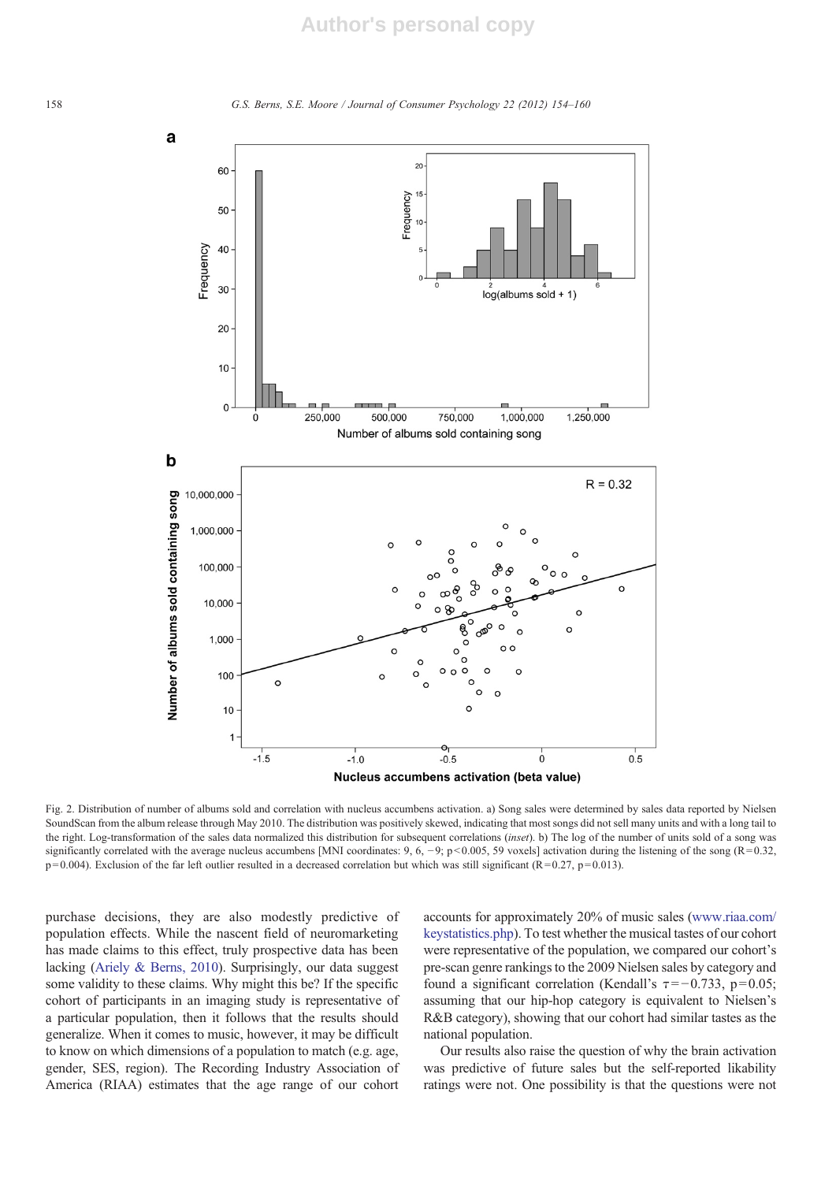Fig. 2. Distribution of number of albums sold and correlation with nucleus accumbens activation. a) Song sales were determined by sales data reported by Nielsen SoundScan from the album release through May 2010. The distribution was positively skewed, indicating that most songs did not sell many units and with a long tail to the right. Log-transformation of the sales data normalized this distribution for subsequent correlations (*inset*). b) The log of the number of units sold of a song was significantly correlated with the average nucleus accumbens [MNI coordinates: 9, 6, −9; $p<0.005$, 59 voxels] activation during the listening of the song ($R=0.32$, $p=0.004$). Exclusion of the far left outlier resulted in a decreased correlation but which was still significant ($R=0.27$, $p=0.013$).

purchase decisions, they are also modestly predictive of population effects. While the nascent field of neuromarketing has made claims to this effect, truly prospective data has been lacking (Ariely & Berns, 2010). Surprisingly, our data suggest some validity to these claims. Why might this be? If the specific cohort of participants in an imaging study is representative of a particular population, then it follows that the results should generalize. When it comes to music, however, it may be difficult to know on which dimensions of a population to match (e.g. age, gender, SES, region). The Recording Industry Association of America (RIAA) estimates that the age range of our cohort accounts for approximately 20% of music sales (www.riaa.com/keystatistics.php). To test whether the musical tastes of our cohort were representative of the population, we compared our cohort's pre-scan genre rankings to the 2009 Nielsen sales by category and found a significant correlation (Kendall's $\tau=-0.733$, $p=0.05$; assuming that our hip-hop category is equivalent to Nielsen's R&B category), showing that our cohort had similar tastes as the national population.

Our results also raise the question of why the brain activation was predictive of future sales but the self-reported likability ratings were not. One possibility is that the questions were not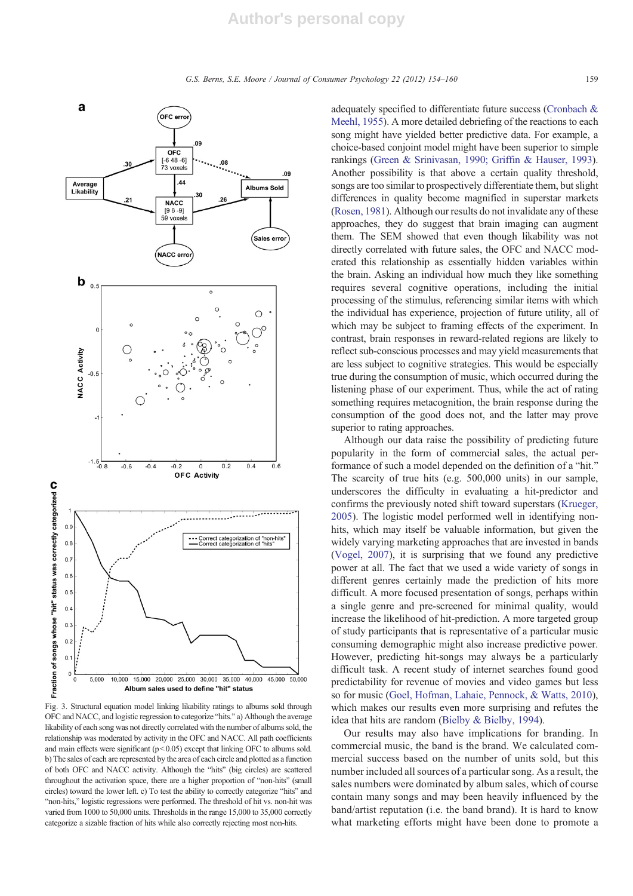Fig. 3. Structural equation model linking likability ratings to albums sold through OFC and NACC, and logistic regression to categorize "hits." a) Although the average likability of each song was not directly correlated with the number of albums sold, the relationship was moderated by activity in the OFC and NACC. All path coefficients and main effects were significant ($p < 0.05$) except that linking OFC to albums sold. b) The sales of each are represented by the area of each circle and plotted as a function of both OFC and NACC activity. Although the "hits" (big circles) are scattered throughout the activation space, there are a higher proportion of "non-hits" (small circles) toward the lower left. c) To test the ability to correctly categorize "hits" and "non-hits," logistic regressions were performed. The threshold of hit vs. non-hit was varied from 1000 to 50,000 units. Thresholds in the range 15,000 to 35,000 correctly categorize a sizable fraction of hits while also correctly rejecting most non-hits.

adequately specified to differentiate future success (Cronbach & Meehl, 1955). A more detailed debriefing of the reactions to each song might have yielded better predictive data. For example, a choice-based conjoint model might have been superior to simple rankings (Green & Srinivasan, 1990; Griffin & Hauser, 1993). Another possibility is that above a certain quality threshold, songs are too similar to prospectively differentiate them, but slight differences in quality become magnified in superstar markets (Rosen, 1981). Although our results do not invalidate any of these approaches, they do suggest that brain imaging can augment them. The SEM showed that even though likability was not directly correlated with future sales, the OFC and NACC moderated this relationship as essentially hidden variables within the brain. Asking an individual how much they like something requires several cognitive operations, including the initial processing of the stimulus, referencing similar items with which the individual has experience, projection of future utility, all of which may be subject to framing effects of the experiment. In contrast, brain responses in reward-related regions are likely to reflect sub-conscious processes and may yield measurements that are less subject to cognitive strategies. This would be especially true during the consumption of music, which occurred during the listening phase of our experiment. Thus, while the act of rating something requires metacognition, the brain response during the consumption of the good does not, and the latter may prove superior to rating approaches.

Although our data raise the possibility of predicting future popularity in the form of commercial sales, the actual performance of such a model depended on the definition of a "hit." The scarcity of true hits (e.g. 500,000 units) in our sample, underscores the difficulty in evaluating a hit-predictor and confirms the previously noted shift toward superstars (Krueger, 2005). The logistic model performed well in identifying non-hits, which may itself be valuable information, but given the widely varying marketing approaches that are invested in bands (Vogel, 2007), it is surprising that we found any predictive power at all. The fact that we used a wide variety of songs in different genres certainly made the prediction of hits more difficult. A more focused presentation of songs, perhaps within a single genre and pre-screened for minimal quality, would increase the likelihood of hit-prediction. A more targeted group of study participants that is representative of a particular music consuming demographic might also increase predictive power. However, predicting hit-songs may always be a particularly difficult task. A recent study of internet searches found good predictability for revenue of movies and video games but less so for music (Goel, Hofman, Lahaie, Pennock, & Watts, 2010), which makes our results even more surprising and refutes the idea that hits are random (Bielby & Bielby, 1994).

Our results may also have implications for branding. In commercial music, the band is the brand. We calculated commercial success based on the number of units sold, but this number included all sources of a particular song. As a result, the sales numbers were dominated by album sales, which of course contain many songs and may been heavily influenced by the band/artist reputation (i.e. the band brand). It is hard to know what marketing efforts might have been done to promote a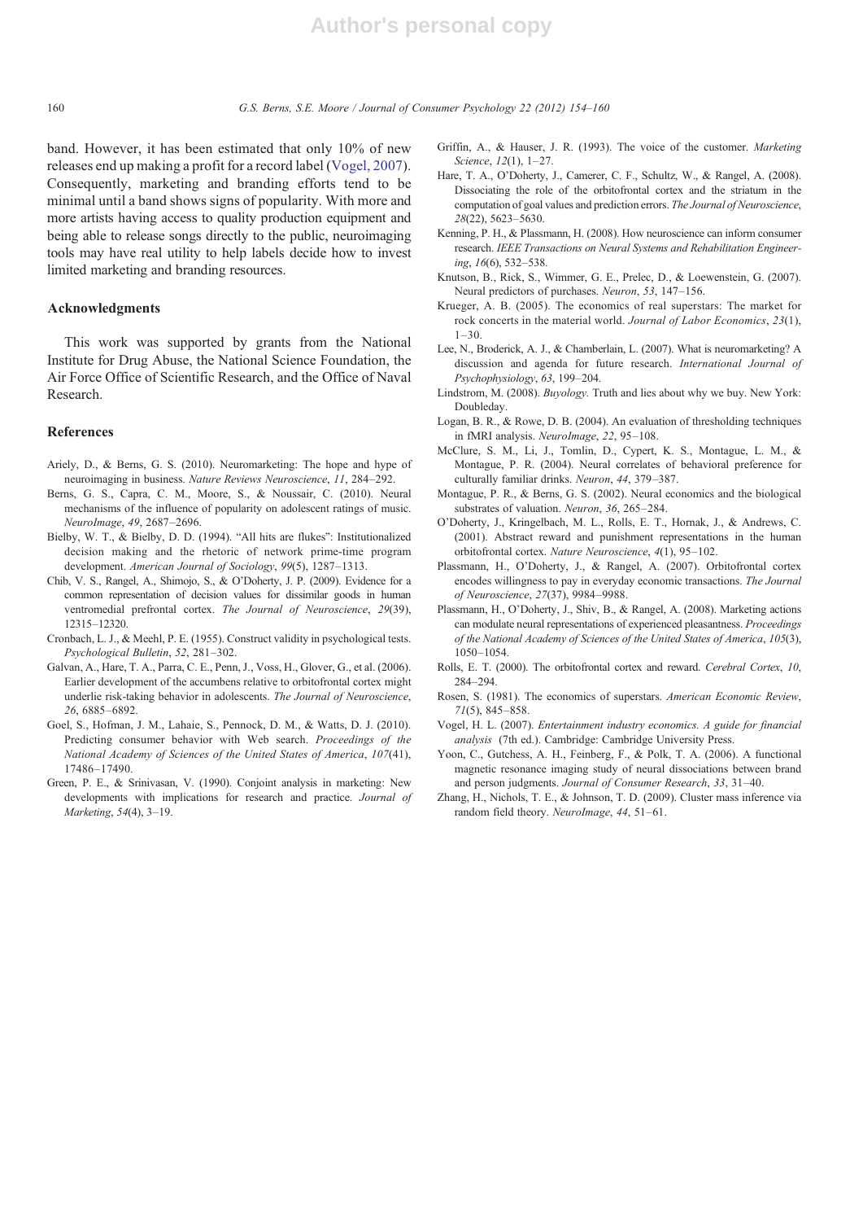band. However, it has been estimated that only 10% of new releases end up making a profit for a record label (Vogel, 2007). Consequently, marketing and branding efforts tend to be minimal until a band shows signs of popularity. With more and more artists having access to quality production equipment and being able to release songs directly to the public, neuroimaging tools may have real utility to help labels decide how to invest limited marketing and branding resources.

## Acknowledgments

This work was supported by grants from the National Institute for Drug Abuse, the National Science Foundation, the Air Force Office of Scientific Research, and the Office of Naval Research.

## References

Ariely, D., & Berns, G. S. (2010). Neuromarketing: The hope and hype of neuroimaging in business. *Nature Reviews Neuroscience*, *11*, 284–292.

Berns, G. S., Capra, C. M., Moore, S., & Noussair, C. (2010). Neural mechanisms of the influence of popularity on adolescent ratings of music. *NeuroImage*, *49*, 2687–2696.

Bielby, W. T., & Bielby, D. D. (1994). "All hits are flukes": Institutionalized decision making and the rhetoric of network prime-time program development. *American Journal of Sociology*, *99*(5), 1287–1313.

Chib, V. S., Rangel, A., Shimojo, S., & O'Doherty, J. P. (2009). Evidence for a common representation of decision values for dissimilar goods in human ventromedial prefrontal cortex. *The Journal of Neuroscience*, *29*(39), 12315–12320.

Cronbach, L. J., & Meehl, P. E. (1955). Construct validity in psychological tests. *Psychological Bulletin*, *52*, 281–302.

Galvan, A., Hare, T. A., Parra, C. E., Penn, J., Voss, H., Glover, G., et al. (2006). Earlier development of the accumbens relative to orbitofrontal cortex might underlie risk-taking behavior in adolescents. *The Journal of Neuroscience*, *26*, 6885–6892.

Goel, S., Hofman, J. M., Lahaie, S., Pennock, D. M., & Watts, D. J. (2010). Predicting consumer behavior with Web search. *Proceedings of the National Academy of Sciences of the United States of America*, *107*(41), 17486–17490.

Green, P. E., & Srinivasan, V. (1990). Conjoint analysis in marketing: New developments with implications for research and practice. *Journal of Marketing*, *54*(4), 3–19.

Griffin, A., & Hauser, J. R. (1993). The voice of the customer. *Marketing Science*, *12*(1), 1–27.

Hare, T. A., O'Doherty, J., Camerer, C. F., Schultz, W., & Rangel, A. (2008). Dissociating the role of the orbitofrontal cortex and the striatum in the computation of goal values and prediction errors. *The Journal of Neuroscience*, *28*(22), 5623–5630.

Kenning, P. H., & Plassmann, H. (2008). How neuroscience can inform consumer research. *IEEE Transactions on Neural Systems and Rehabilitation Engineering*, *16*(6), 532–538.

Knutson, B., Rick, S., Wimmer, G. E., Prelec, D., & Loewenstein, G. (2007). Neural predictors of purchases. *Neuron*, *53*, 147–156.

Krueger, A. B. (2005). The economics of real superstars: The market for rock concerts in the material world. *Journal of Labor Economics*, *23*(1), 1–30.

Lee, N., Broderick, A. J., & Chamberlain, L. (2007). What is neuromarketing? A discussion and agenda for future research. *International Journal of Psychophysiology*, *63*, 199–204.

Lindstrom, M. (2008). *Buyology.* Truth and lies about why we buy. New York: Doubleday.

Logan, B. R., & Rowe, D. B. (2004). An evaluation of thresholding techniques in fMRI analysis. *NeuroImage*, *22*, 95–108.

McClure, S. M., Li, J., Tomlin, D., Cypert, K. S., Montague, L. M., & Montague, P. R. (2004). Neural correlates of behavioral preference for culturally familiar drinks. *Neuron*, *44*, 379–387.

Montague, P. R., & Berns, G. S. (2002). Neural economics and the biological substrates of valuation. *Neuron*, *36*, 265–284.

O'Doherty, J., Kringelbach, M. L., Rolls, E. T., Hornak, J., & Andrews, C. (2001). Abstract reward and punishment representations in the human orbitofrontal cortex. *Nature Neuroscience*, *4*(1), 95–102.

Plassmann, H., O'Doherty, J., & Rangel, A. (2007). Orbitofrontal cortex encodes willingness to pay in everyday economic transactions. *The Journal of Neuroscience*, *27*(37), 9984–9988.

Plassmann, H., O'Doherty, J., Shiv, B., & Rangel, A. (2008). Marketing actions can modulate neural representations of experienced pleasantness. *Proceedings of the National Academy of Sciences of the United States of America*, *105*(3), 1050–1054.

Rolls, E. T. (2000). The orbitofrontal cortex and reward. *Cerebral Cortex*, *10*, 284–294.

Rosen, S. (1981). The economics of superstars. *American Economic Review*, *71*(5), 845–858.

Vogel, H. L. (2007). *Entertainment industry economics. A guide for financial analysis* (7th ed.). Cambridge: Cambridge University Press.

Yoon, C., Gutchess, A. H., Feinberg, F., & Polk, T. A. (2006). A functional magnetic resonance imaging study of neural dissociations between brand and person judgments. *Journal of Consumer Research*, *33*, 31–40.

Zhang, H., Nichols, T. E., & Johnson, T. D. (2009). Cluster mass inference via random field theory. *NeuroImage*, *44*, 51–61.